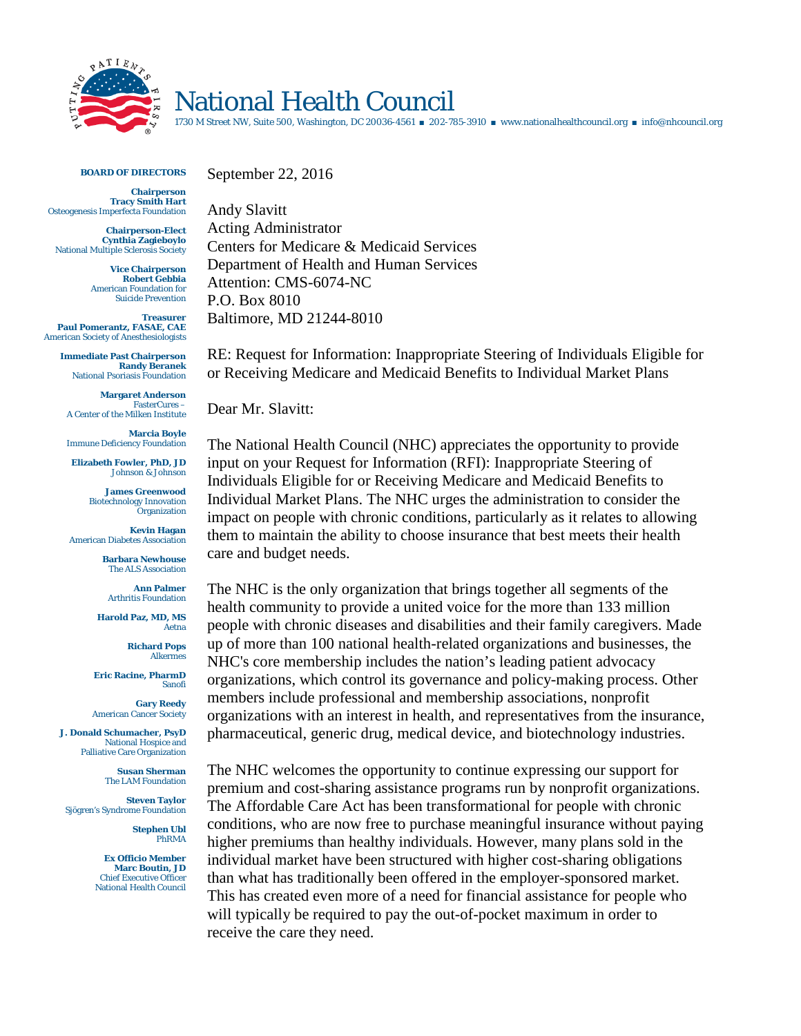# National Health Council

1730 M Street NW, Suite 500, Washington, DC 20036-4561 ■ 202-785-3910 ■ www.nationalhealthcouncil.org ■ info@nhcouncil.org

**BOARD OF DIRECTORS**

**Chairperson**
**Tracy Smith Hart**
Osteogenesis Imperfecta Foundation

**Chairperson-Elect**
**Cynthia Zagieboylo**
National Multiple Sclerosis Society

**Vice Chairperson**
**Robert Gebbia**
American Foundation for Suicide Prevention

**Treasurer**
**Paul Pomerantz, FASAE, CAE**
American Society of Anesthesiologists

**Immediate Past Chairperson**
**Randy Beranek**
National Psoriasis Foundation

**Margaret Anderson**
FasterCures – A Center of the Milken Institute

**Marcia Boyle**
Immune Deficiency Foundation

**Elizabeth Fowler, PhD, JD**
Johnson & Johnson

**James Greenwood**
Biotechnology Innovation Organization

**Kevin Hagan**
American Diabetes Association

**Barbara Newhouse**
The ALS Association

**Ann Palmer**
Arthritis Foundation

**Harold Paz, MD, MS**
Aetna

**Richard Pops**
Alkermes

**Eric Racine, PharmD**
Sanofi

**Gary Reedy**
American Cancer Society

**J. Donald Schumacher, PsyD**
National Hospice and Palliative Care Organization

**Susan Sherman**
The LAM Foundation

**Steven Taylor**
Sjögren's Syndrome Foundation

**Stephen Ubl**
PhRMA

**Ex Officio Member**
**Marc Boutin, JD**
Chief Executive Officer
National Health Council

September 22, 2016

Andy Slavitt
Acting Administrator
Centers for Medicare & Medicaid Services
Department of Health and Human Services
Attention: CMS-6074-NC
P.O. Box 8010
Baltimore, MD 21244-8010

RE: Request for Information: Inappropriate Steering of Individuals Eligible for or Receiving Medicare and Medicaid Benefits to Individual Market Plans

Dear Mr. Slavitt:

The National Health Council (NHC) appreciates the opportunity to provide input on your Request for Information (RFI): Inappropriate Steering of Individuals Eligible for or Receiving Medicare and Medicaid Benefits to Individual Market Plans. The NHC urges the administration to consider the impact on people with chronic conditions, particularly as it relates to allowing them to maintain the ability to choose insurance that best meets their health care and budget needs.

The NHC is the only organization that brings together all segments of the health community to provide a united voice for the more than 133 million people with chronic diseases and disabilities and their family caregivers. Made up of more than 100 national health-related organizations and businesses, the NHC's core membership includes the nation's leading patient advocacy organizations, which control its governance and policy-making process. Other members include professional and membership associations, nonprofit organizations with an interest in health, and representatives from the insurance, pharmaceutical, generic drug, medical device, and biotechnology industries.

The NHC welcomes the opportunity to continue expressing our support for premium and cost-sharing assistance programs run by nonprofit organizations. The Affordable Care Act has been transformational for people with chronic conditions, who are now free to purchase meaningful insurance without paying higher premiums than healthy individuals. However, many plans sold in the individual market have been structured with higher cost-sharing obligations than what has traditionally been offered in the employer-sponsored market. This has created even more of a need for financial assistance for people who will typically be required to pay the out-of-pocket maximum in order to receive the care they need.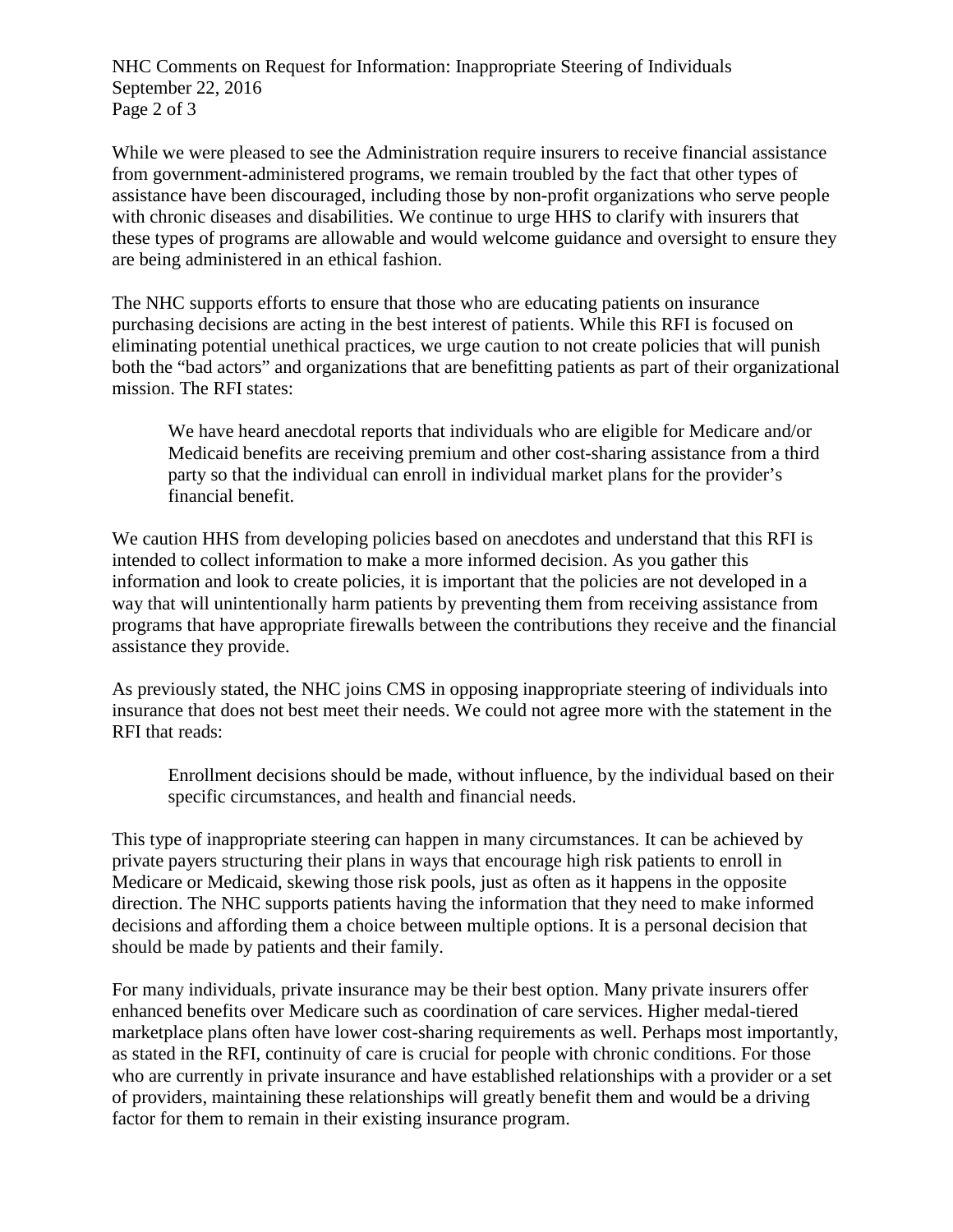While we were pleased to see the Administration require insurers to receive financial assistance from government-administered programs, we remain troubled by the fact that other types of assistance have been discouraged, including those by non-profit organizations who serve people with chronic diseases and disabilities. We continue to urge HHS to clarify with insurers that these types of programs are allowable and would welcome guidance and oversight to ensure they are being administered in an ethical fashion.

The NHC supports efforts to ensure that those who are educating patients on insurance purchasing decisions are acting in the best interest of patients. While this RFI is focused on eliminating potential unethical practices, we urge caution to not create policies that will punish both the "bad actors" and organizations that are benefitting patients as part of their organizational mission. The RFI states:

> We have heard anecdotal reports that individuals who are eligible for Medicare and/or Medicaid benefits are receiving premium and other cost-sharing assistance from a third party so that the individual can enroll in individual market plans for the provider's financial benefit.

We caution HHS from developing policies based on anecdotes and understand that this RFI is intended to collect information to make a more informed decision. As you gather this information and look to create policies, it is important that the policies are not developed in a way that will unintentionally harm patients by preventing them from receiving assistance from programs that have appropriate firewalls between the contributions they receive and the financial assistance they provide.

As previously stated, the NHC joins CMS in opposing inappropriate steering of individuals into insurance that does not best meet their needs. We could not agree more with the statement in the RFI that reads:

> Enrollment decisions should be made, without influence, by the individual based on their specific circumstances, and health and financial needs.

This type of inappropriate steering can happen in many circumstances. It can be achieved by private payers structuring their plans in ways that encourage high risk patients to enroll in Medicare or Medicaid, skewing those risk pools, just as often as it happens in the opposite direction. The NHC supports patients having the information that they need to make informed decisions and affording them a choice between multiple options. It is a personal decision that should be made by patients and their family.

For many individuals, private insurance may be their best option. Many private insurers offer enhanced benefits over Medicare such as coordination of care services. Higher medal-tiered marketplace plans often have lower cost-sharing requirements as well. Perhaps most importantly, as stated in the RFI, continuity of care is crucial for people with chronic conditions. For those who are currently in private insurance and have established relationships with a provider or a set of providers, maintaining these relationships will greatly benefit them and would be a driving factor for them to remain in their existing insurance program.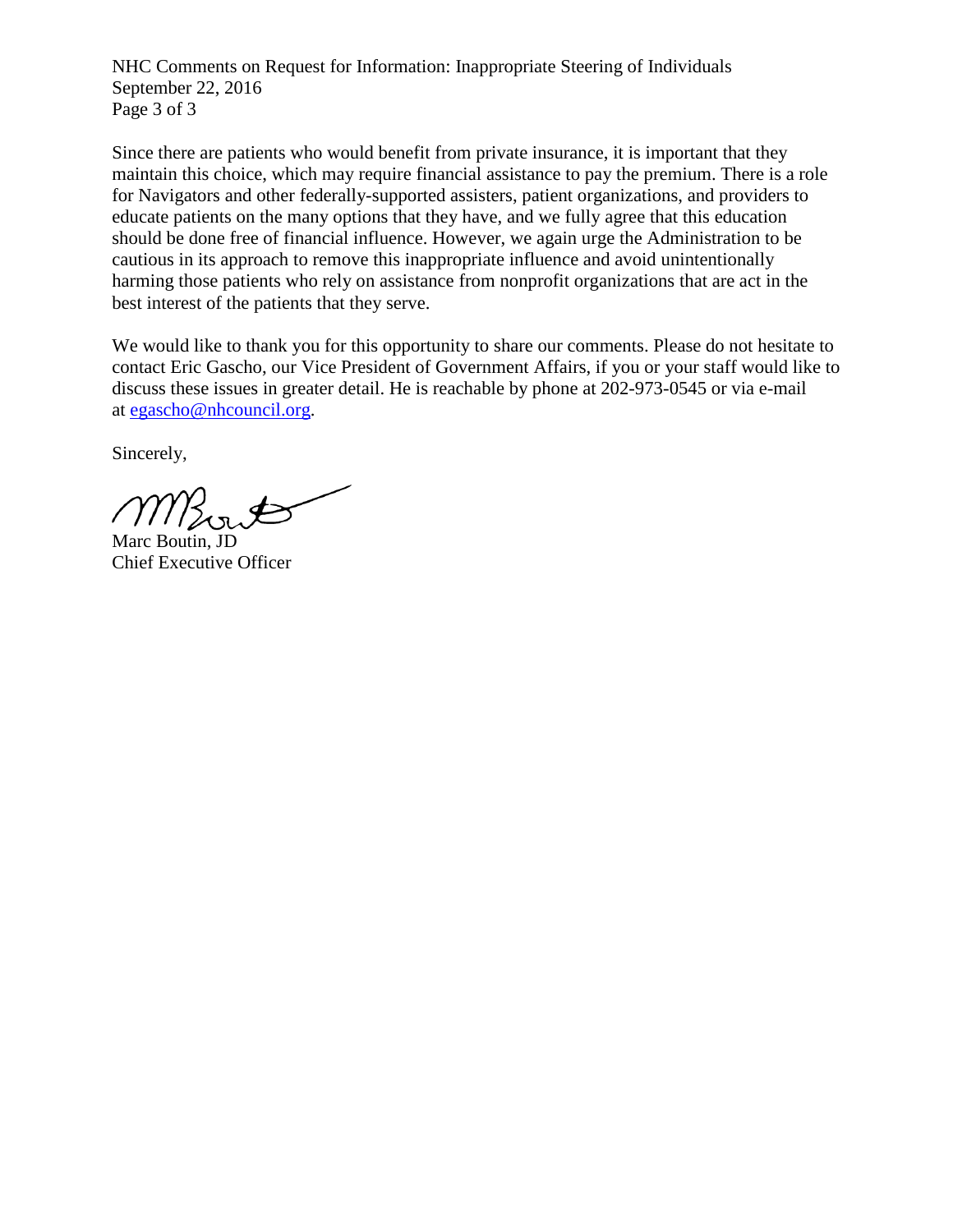Since there are patients who would benefit from private insurance, it is important that they maintain this choice, which may require financial assistance to pay the premium. There is a role for Navigators and other federally-supported assisters, patient organizations, and providers to educate patients on the many options that they have, and we fully agree that this education should be done free of financial influence. However, we again urge the Administration to be cautious in its approach to remove this inappropriate influence and avoid unintentionally harming those patients who rely on assistance from nonprofit organizations that are act in the best interest of the patients that they serve.

We would like to thank you for this opportunity to share our comments. Please do not hesitate to contact Eric Gascho, our Vice President of Government Affairs, if you or your staff would like to discuss these issues in greater detail. He is reachable by phone at 202-973-0545 or via e-mail at egascho@nhcouncil.org.

Sincerely,

Marc Boutin, JD
Chief Executive Officer